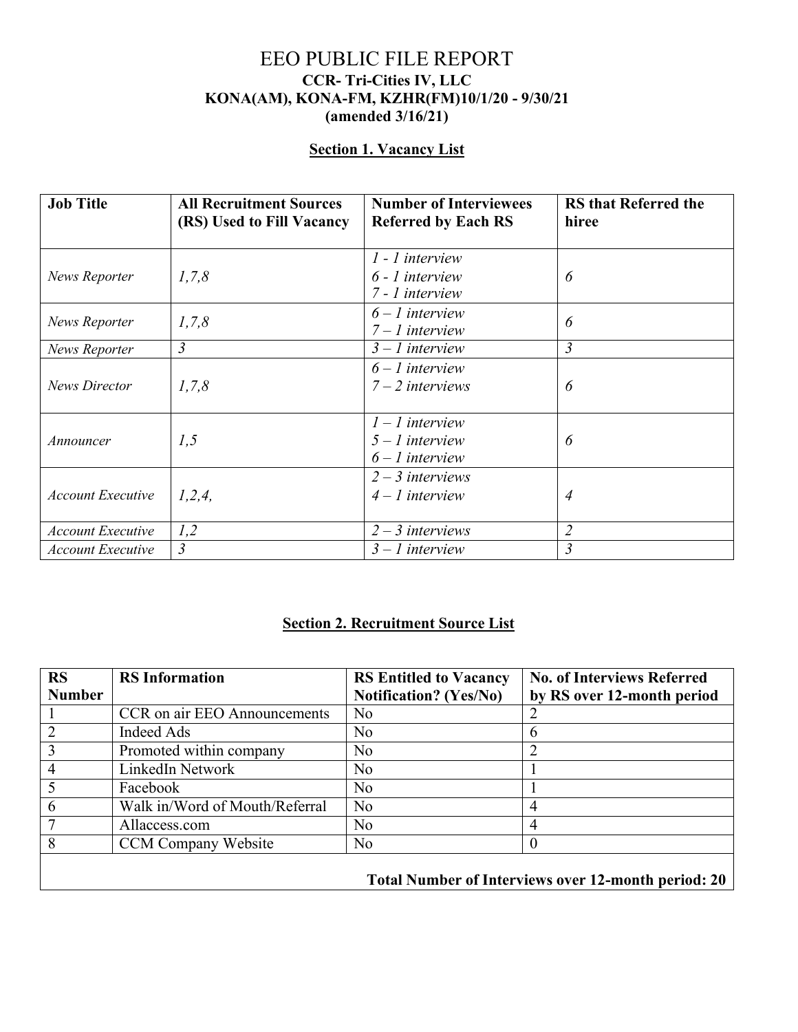# EEO PUBLIC FILE REPORT

**CCR- Tri-Cities IV, LLC**
**KONA(AM), KONA-FM, KZHR(FM)10/1/20 - 9/30/21**
**(amended 3/16/21)**

## Section 1. Vacancy List

| Job Title | All Recruitment Sources (RS) Used to Fill Vacancy | Number of Interviewees Referred by Each RS | RS that Referred the hiree |
|---|---|---|---|
| *News Reporter* | *1,7,8* | *1 - 1 interview*<br>*6 - 1 interview*<br>*7 - 1 interview* | *6* |
| *News Reporter* | *1,7,8* | *6 – 1 interview*<br>*7 – 1 interview* | *6* |
| *News Reporter* | *3* | *3 – 1 interview* | *3* |
| *News Director* | *1,7,8* | *6 – 1 interview*<br>*7 – 2 interviews* | *6* |
| *Announcer* | *1,5* | *1 – 1 interview*<br>*5 – 1 interview*<br>*6 – 1 interview* | *6* |
| *Account Executive* | *1,2,4,* | *2 – 3 interviews*<br>*4 – 1 interview* | *4* |
| *Account Executive* | *1,2* | *2 – 3 interviews* | *2* |
| *Account Executive* | *3* | *3 – 1 interview* | *3* |

## Section 2. Recruitment Source List

| RS Number | RS Information | RS Entitled to Vacancy Notification? (Yes/No) | No. of Interviews Referred by RS over 12-month period |
|---|---|---|---|
| 1 | CCR on air EEO Announcements | No | 2 |
| 2 | Indeed Ads | No | 6 |
| 3 | Promoted within company | No | 2 |
| 4 | LinkedIn Network | No | 1 |
| 5 | Facebook | No | 1 |
| 6 | Walk in/Word of Mouth/Referral | No | 4 |
| 7 | Allaccess.com | No | 4 |
| 8 | CCM Company Website | No | 0 |
| | | | **Total Number of Interviews over 12-month period: 20** |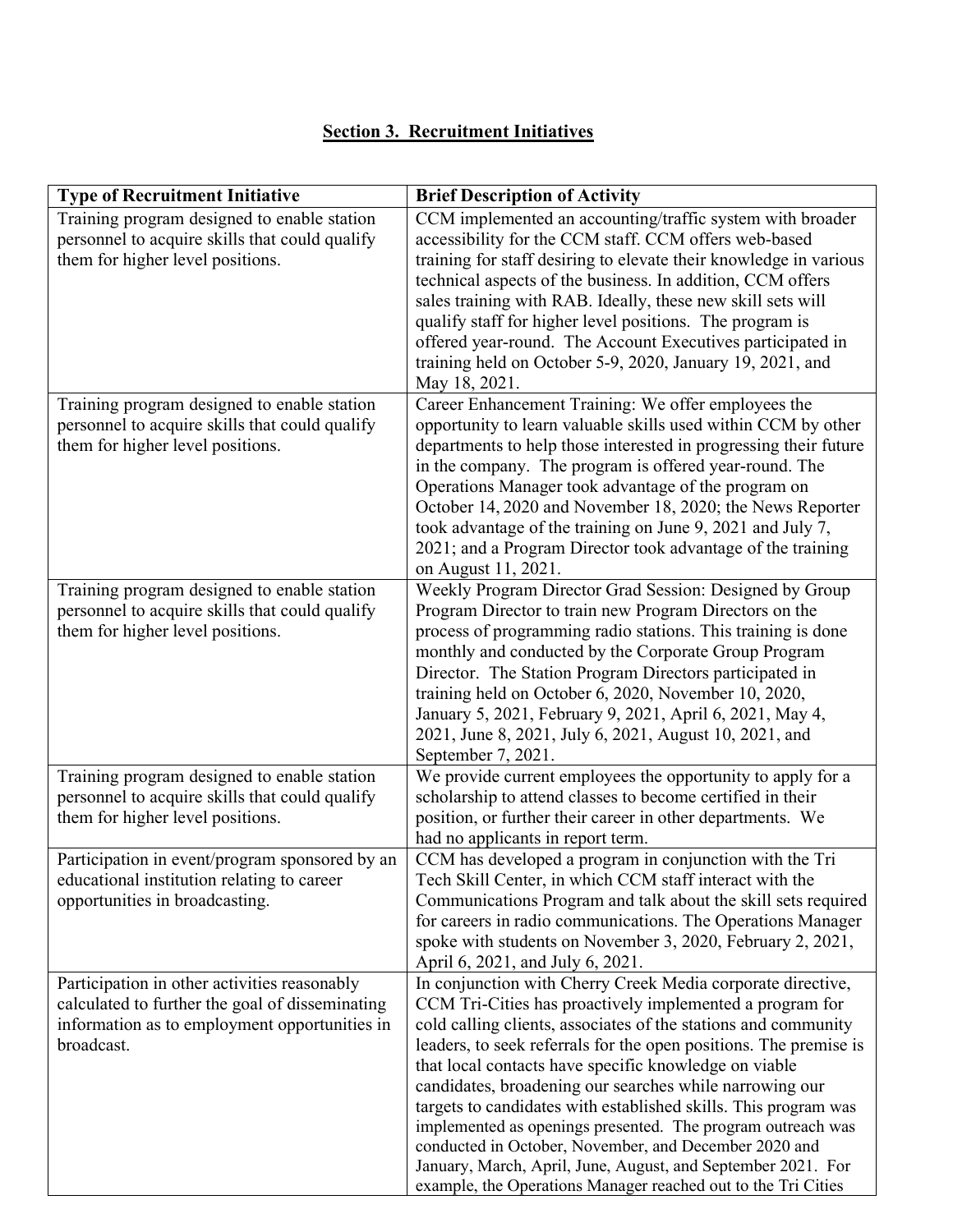## Section 3. Recruitment Initiatives

| Type of Recruitment Initiative | Brief Description of Activity |
| --- | --- |
| Training program designed to enable station personnel to acquire skills that could qualify them for higher level positions. | CCM implemented an accounting/traffic system with broader accessibility for the CCM staff. CCM offers web-based training for staff desiring to elevate their knowledge in various technical aspects of the business. In addition, CCM offers sales training with RAB. Ideally, these new skill sets will qualify staff for higher level positions. The program is offered year-round. The Account Executives participated in training held on October 5-9, 2020, January 19, 2021, and May 18, 2021. |
| Training program designed to enable station personnel to acquire skills that could qualify them for higher level positions. | Career Enhancement Training: We offer employees the opportunity to learn valuable skills used within CCM by other departments to help those interested in progressing their future in the company. The program is offered year-round. The Operations Manager took advantage of the program on October 14, 2020 and November 18, 2020; the News Reporter took advantage of the training on June 9, 2021 and July 7, 2021; and a Program Director took advantage of the training on August 11, 2021. |
| Training program designed to enable station personnel to acquire skills that could qualify them for higher level positions. | Weekly Program Director Grad Session: Designed by Group Program Director to train new Program Directors on the process of programming radio stations. This training is done monthly and conducted by the Corporate Group Program Director. The Station Program Directors participated in training held on October 6, 2020, November 10, 2020, January 5, 2021, February 9, 2021, April 6, 2021, May 4, 2021, June 8, 2021, July 6, 2021, August 10, 2021, and September 7, 2021. |
| Training program designed to enable station personnel to acquire skills that could qualify them for higher level positions. | We provide current employees the opportunity to apply for a scholarship to attend classes to become certified in their position, or further their career in other departments. We had no applicants in report term. |
| Participation in event/program sponsored by an educational institution relating to career opportunities in broadcasting. | CCM has developed a program in conjunction with the Tri Tech Skill Center, in which CCM staff interact with the Communications Program and talk about the skill sets required for careers in radio communications. The Operations Manager spoke with students on November 3, 2020, February 2, 2021, April 6, 2021, and July 6, 2021. |
| Participation in other activities reasonably calculated to further the goal of disseminating information as to employment opportunities in broadcast. | In conjunction with Cherry Creek Media corporate directive, CCM Tri-Cities has proactively implemented a program for cold calling clients, associates of the stations and community leaders, to seek referrals for the open positions. The premise is that local contacts have specific knowledge on viable candidates, broadening our searches while narrowing our targets to candidates with established skills. This program was implemented as openings presented. The program outreach was conducted in October, November, and December 2020 and January, March, April, June, August, and September 2021. For example, the Operations Manager reached out to the Tri Cities |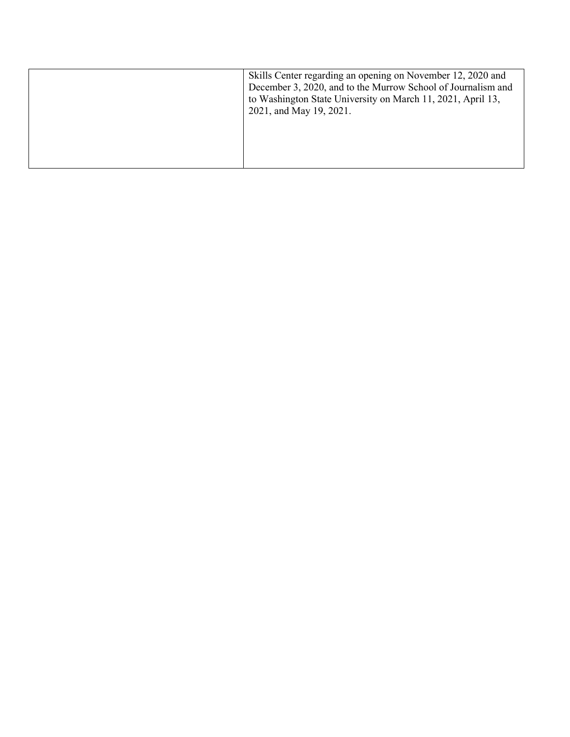| | |
|---|---|
| | Skills Center regarding an opening on November 12, 2020 and December 3, 2020, and to the Murrow School of Journalism and to Washington State University on March 11, 2021, April 13, 2021, and May 19, 2021. |